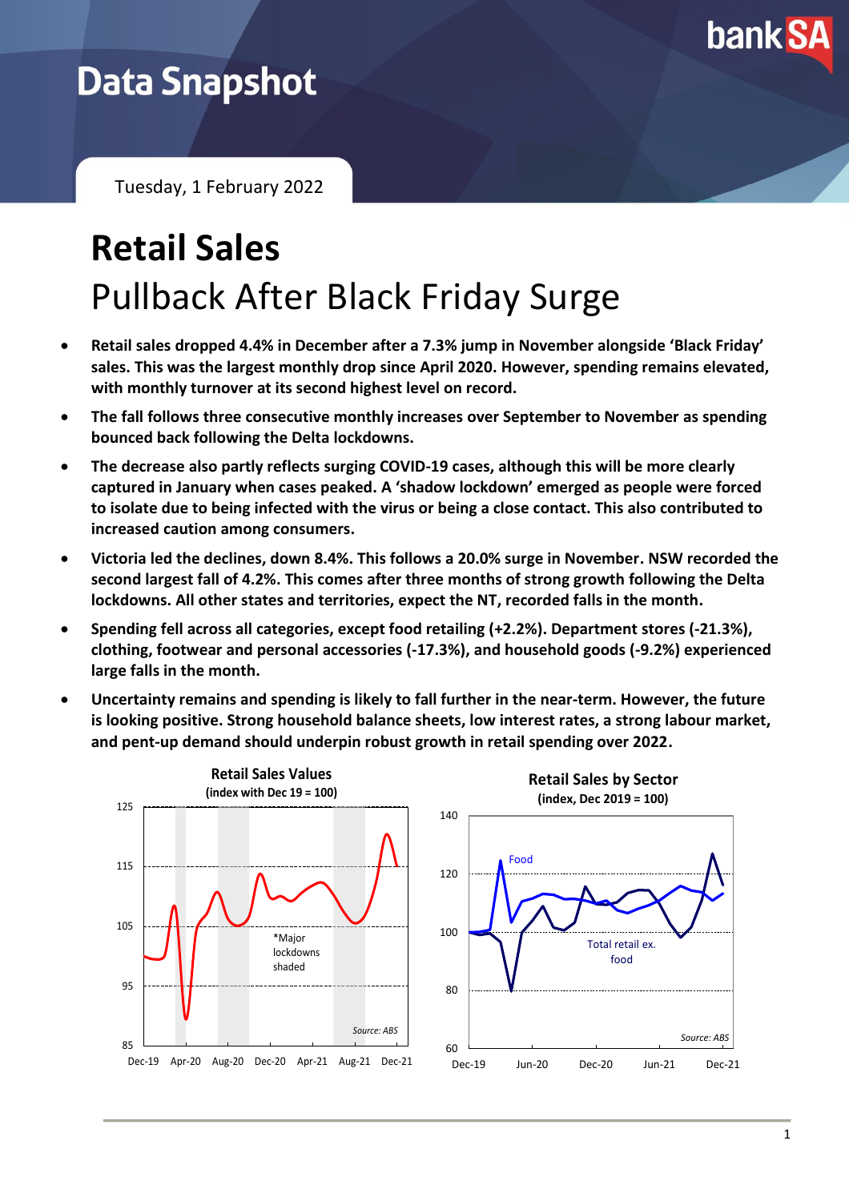# Data Snapshot

Tuesday, 1 February 2022

# Retail Sales

## Pullback After Black Friday Surge

- **Retail sales dropped 4.4% in December after a 7.3% jump in November alongside 'Black Friday' sales. This was the largest monthly drop since April 2020. However, spending remains elevated, with monthly turnover at its second highest level on record.**
- **The fall follows three consecutive monthly increases over September to November as spending bounced back following the Delta lockdowns.**
- **The decrease also partly reflects surging COVID-19 cases, although this will be more clearly captured in January when cases peaked. A 'shadow lockdown' emerged as people were forced to isolate due to being infected with the virus or being a close contact. This also contributed to increased caution among consumers.**
- **Victoria led the declines, down 8.4%. This follows a 20.0% surge in November. NSW recorded the second largest fall of 4.2%. This comes after three months of strong growth following the Delta lockdowns. All other states and territories, expect the NT, recorded falls in the month.**
- **Spending fell across all categories, except food retailing (+2.2%). Department stores (-21.3%), clothing, footwear and personal accessories (-17.3%), and household goods (-9.2%) experienced large falls in the month.**
- **Uncertainty remains and spending is likely to fall further in the near-term. However, the future is looking positive. Strong household balance sheets, low interest rates, a strong labour market, and pent-up demand should underpin robust growth in retail spending over 2022.**

**Retail Sales Values**
**(index with Dec 19 = 100)**

*Major lockdowns shaded

*Source: ABS*

**Retail Sales by Sector**
**(index, Dec 2019 = 100)**

Food; Total retail ex. food

*Source: ABS*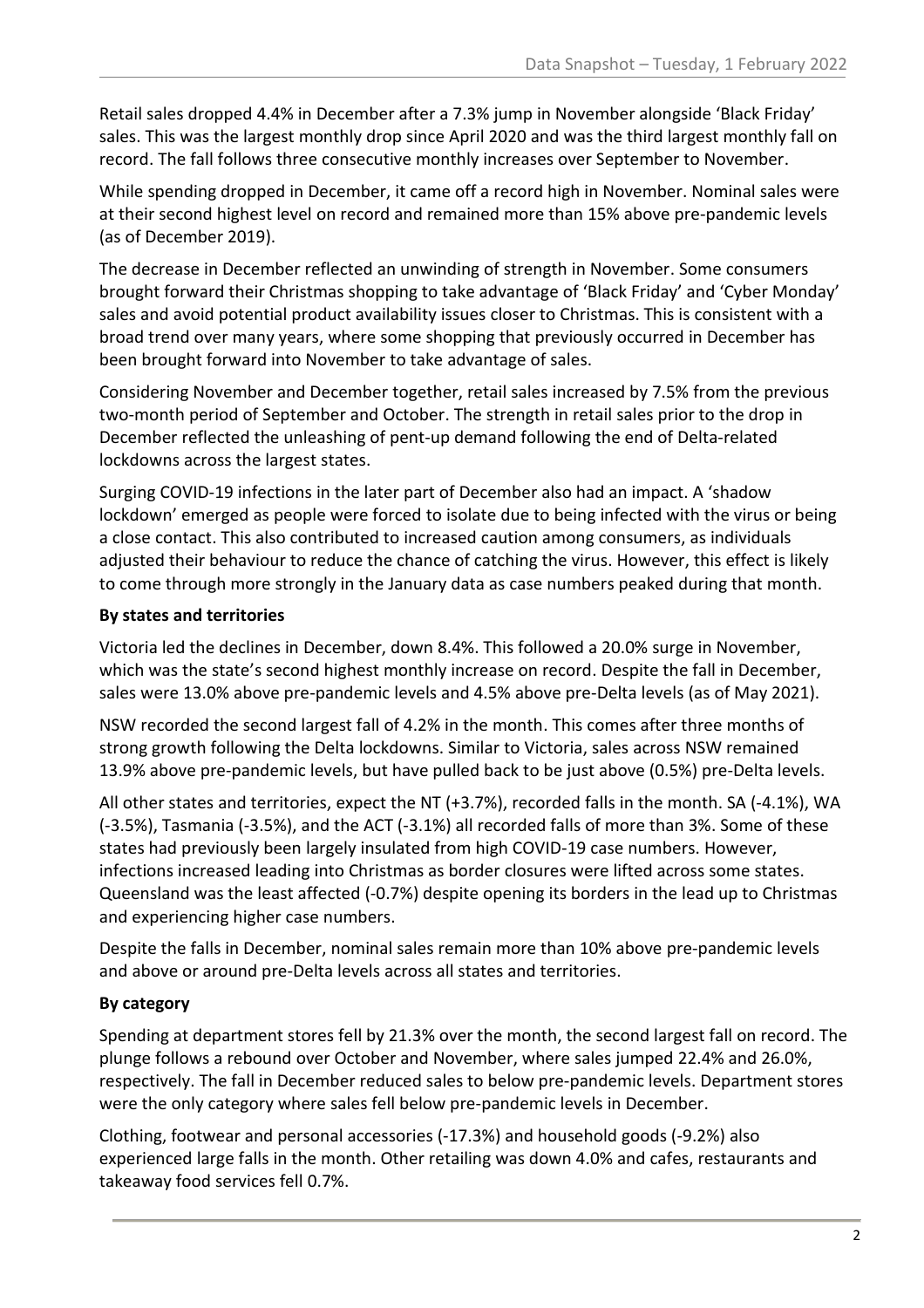Retail sales dropped 4.4% in December after a 7.3% jump in November alongside 'Black Friday' sales. This was the largest monthly drop since April 2020 and was the third largest monthly fall on record. The fall follows three consecutive monthly increases over September to November.

While spending dropped in December, it came off a record high in November. Nominal sales were at their second highest level on record and remained more than 15% above pre-pandemic levels (as of December 2019).

The decrease in December reflected an unwinding of strength in November. Some consumers brought forward their Christmas shopping to take advantage of 'Black Friday' and 'Cyber Monday' sales and avoid potential product availability issues closer to Christmas. This is consistent with a broad trend over many years, where some shopping that previously occurred in December has been brought forward into November to take advantage of sales.

Considering November and December together, retail sales increased by 7.5% from the previous two-month period of September and October. The strength in retail sales prior to the drop in December reflected the unleashing of pent-up demand following the end of Delta-related lockdowns across the largest states.

Surging COVID-19 infections in the later part of December also had an impact. A 'shadow lockdown' emerged as people were forced to isolate due to being infected with the virus or being a close contact. This also contributed to increased caution among consumers, as individuals adjusted their behaviour to reduce the chance of catching the virus. However, this effect is likely to come through more strongly in the January data as case numbers peaked during that month.

**By states and territories**

Victoria led the declines in December, down 8.4%. This followed a 20.0% surge in November, which was the state's second highest monthly increase on record. Despite the fall in December, sales were 13.0% above pre-pandemic levels and 4.5% above pre-Delta levels (as of May 2021).

NSW recorded the second largest fall of 4.2% in the month. This comes after three months of strong growth following the Delta lockdowns. Similar to Victoria, sales across NSW remained 13.9% above pre-pandemic levels, but have pulled back to be just above (0.5%) pre-Delta levels.

All other states and territories, expect the NT (+3.7%), recorded falls in the month. SA (-4.1%), WA (-3.5%), Tasmania (-3.5%), and the ACT (-3.1%) all recorded falls of more than 3%. Some of these states had previously been largely insulated from high COVID-19 case numbers. However, infections increased leading into Christmas as border closures were lifted across some states. Queensland was the least affected (-0.7%) despite opening its borders in the lead up to Christmas and experiencing higher case numbers.

Despite the falls in December, nominal sales remain more than 10% above pre-pandemic levels and above or around pre-Delta levels across all states and territories.

**By category**

Spending at department stores fell by 21.3% over the month, the second largest fall on record. The plunge follows a rebound over October and November, where sales jumped 22.4% and 26.0%, respectively. The fall in December reduced sales to below pre-pandemic levels. Department stores were the only category where sales fell below pre-pandemic levels in December.

Clothing, footwear and personal accessories (-17.3%) and household goods (-9.2%) also experienced large falls in the month. Other retailing was down 4.0% and cafes, restaurants and takeaway food services fell 0.7%.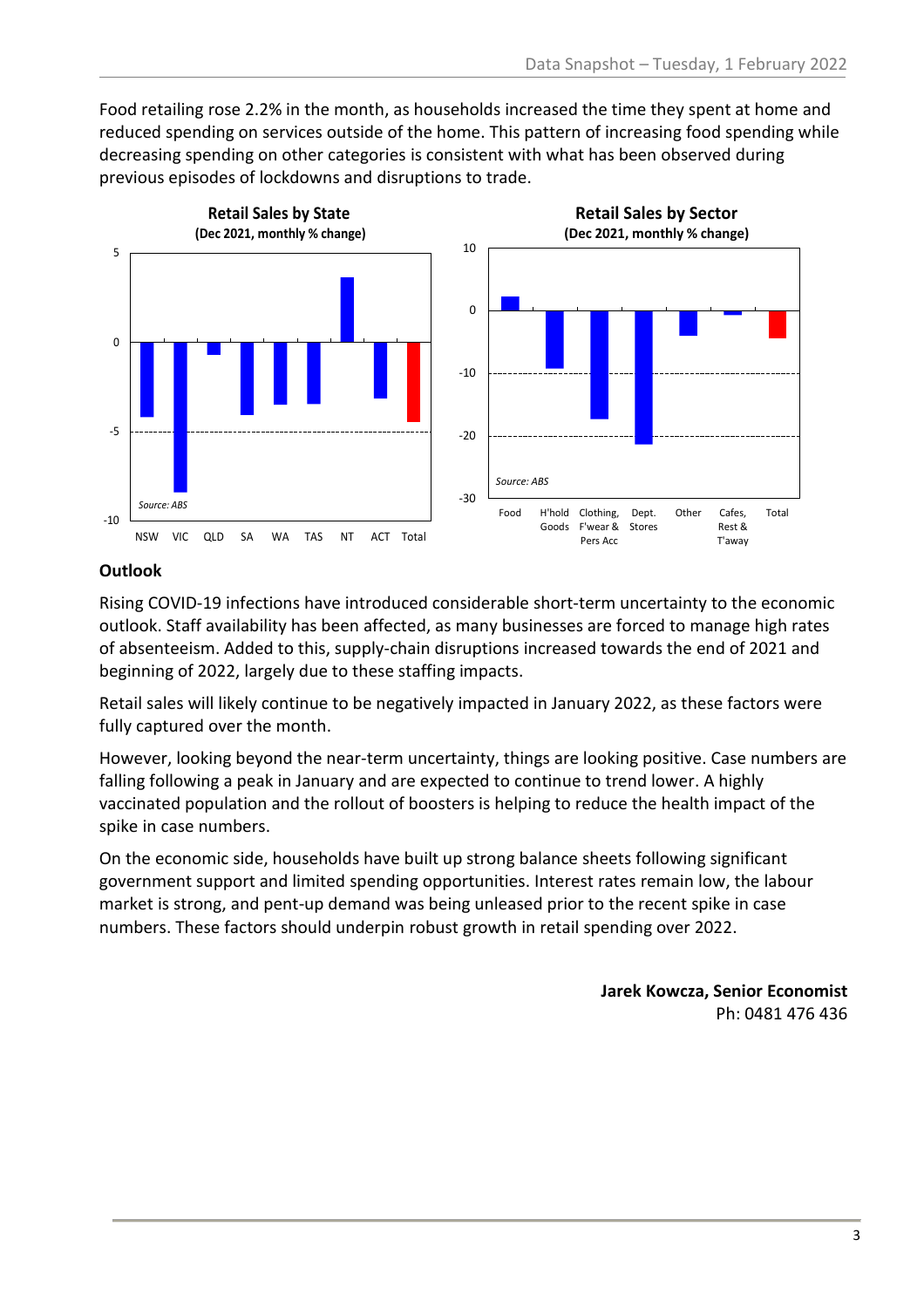Food retailing rose 2.2% in the month, as households increased the time they spent at home and reduced spending on services outside of the home. This pattern of increasing food spending while decreasing spending on other categories is consistent with what has been observed during previous episodes of lockdowns and disruptions to trade.

**Retail Sales by State**
**(Dec 2021, monthly % change)**

Source: ABS

**Retail Sales by Sector**
**(Dec 2021, monthly % change)**

Source: ABS

## Outlook

Rising COVID-19 infections have introduced considerable short-term uncertainty to the economic outlook. Staff availability has been affected, as many businesses are forced to manage high rates of absenteeism. Added to this, supply-chain disruptions increased towards the end of 2021 and beginning of 2022, largely due to these staffing impacts.

Retail sales will likely continue to be negatively impacted in January 2022, as these factors were fully captured over the month.

However, looking beyond the near-term uncertainty, things are looking positive. Case numbers are falling following a peak in January and are expected to continue to trend lower. A highly vaccinated population and the rollout of boosters is helping to reduce the health impact of the spike in case numbers.

On the economic side, households have built up strong balance sheets following significant government support and limited spending opportunities. Interest rates remain low, the labour market is strong, and pent-up demand was being unleased prior to the recent spike in case numbers. These factors should underpin robust growth in retail spending over 2022.

**Jarek Kowcza, Senior Economist**
Ph: 0481 476 436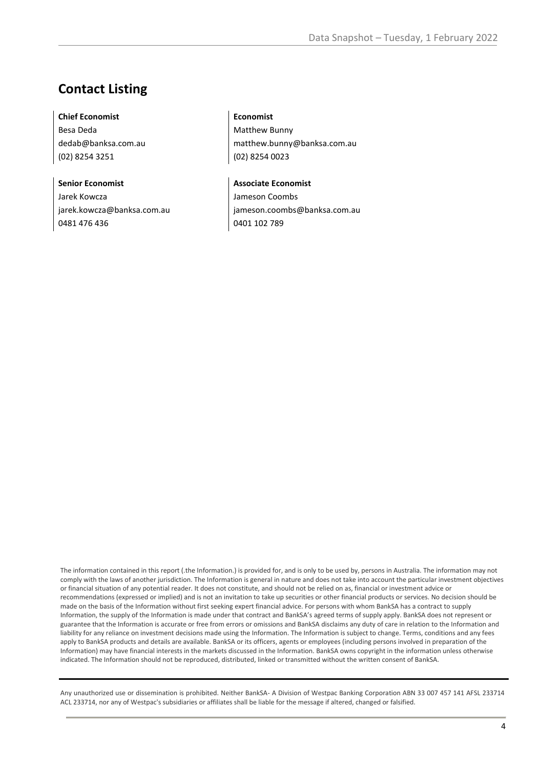## Contact Listing

**Chief Economist**
Besa Deda
dedab@banksa.com.au
(02) 8254 3251

**Senior Economist**
Jarek Kowcza
jarek.kowcza@banksa.com.au
0481 476 436

**Economist**
Matthew Bunny
matthew.bunny@banksa.com.au
(02) 8254 0023

**Associate Economist**
Jameson Coombs
jameson.coombs@banksa.com.au
0401 102 789

The information contained in this report (.the Information.) is provided for, and is only to be used by, persons in Australia. The information may not comply with the laws of another jurisdiction. The Information is general in nature and does not take into account the particular investment objectives or financial situation of any potential reader. It does not constitute, and should not be relied on as, financial or investment advice or recommendations (expressed or implied) and is not an invitation to take up securities or other financial products or services. No decision should be made on the basis of the Information without first seeking expert financial advice. For persons with whom BankSA has a contract to supply Information, the supply of the Information is made under that contract and BankSA's agreed terms of supply apply. BankSA does not represent or guarantee that the Information is accurate or free from errors or omissions and BankSA disclaims any duty of care in relation to the Information and liability for any reliance on investment decisions made using the Information. The Information is subject to change. Terms, conditions and any fees apply to BankSA products and details are available. BankSA or its officers, agents or employees (including persons involved in preparation of the Information) may have financial interests in the markets discussed in the Information. BankSA owns copyright in the information unless otherwise indicated. The Information should not be reproduced, distributed, linked or transmitted without the written consent of BankSA.

Any unauthorized use or dissemination is prohibited. Neither BankSA- A Division of Westpac Banking Corporation ABN 33 007 457 141 AFSL 233714 ACL 233714, nor any of Westpac's subsidiaries or affiliates shall be liable for the message if altered, changed or falsified.